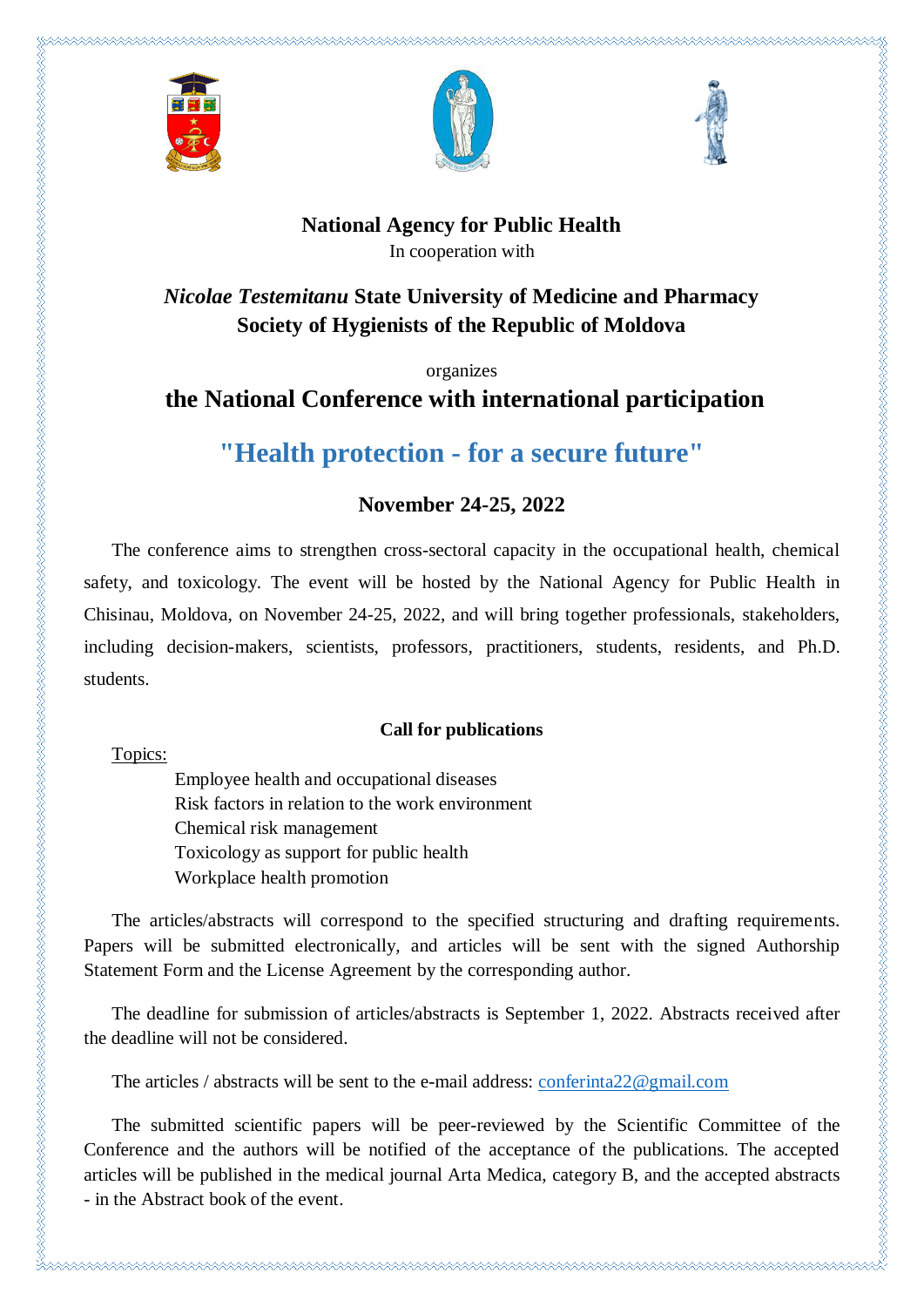**National Agency for Public Health**

In cooperation with

***Nicolae Testemitanu* State University of Medicine and Pharmacy**

**Society of Hygienists of the Republic of Moldova**

organizes

# the National Conference with international participation

# "Health protection - for a secure future"

## November 24-25, 2022

The conference aims to strengthen cross-sectoral capacity in the occupational health, chemical safety, and toxicology. The event will be hosted by the National Agency for Public Health in Chisinau, Moldova, on November 24-25, 2022, and will bring together professionals, stakeholders, including decision-makers, scientists, professors, practitioners, students, residents, and Ph.D. students.

### Call for publications

Topics:

- Employee health and occupational diseases
- Risk factors in relation to the work environment
- Chemical risk management
- Toxicology as support for public health
- Workplace health promotion

The articles/abstracts will correspond to the specified structuring and drafting requirements. Papers will be submitted electronically, and articles will be sent with the signed Authorship Statement Form and the License Agreement by the corresponding author.

The deadline for submission of articles/abstracts is September 1, 2022. Abstracts received after the deadline will not be considered.

The articles / abstracts will be sent to the e-mail address: conferinta22@gmail.com

The submitted scientific papers will be peer-reviewed by the Scientific Committee of the Conference and the authors will be notified of the acceptance of the publications. The accepted articles will be published in the medical journal Arta Medica, category B, and the accepted abstracts - in the Abstract book of the event.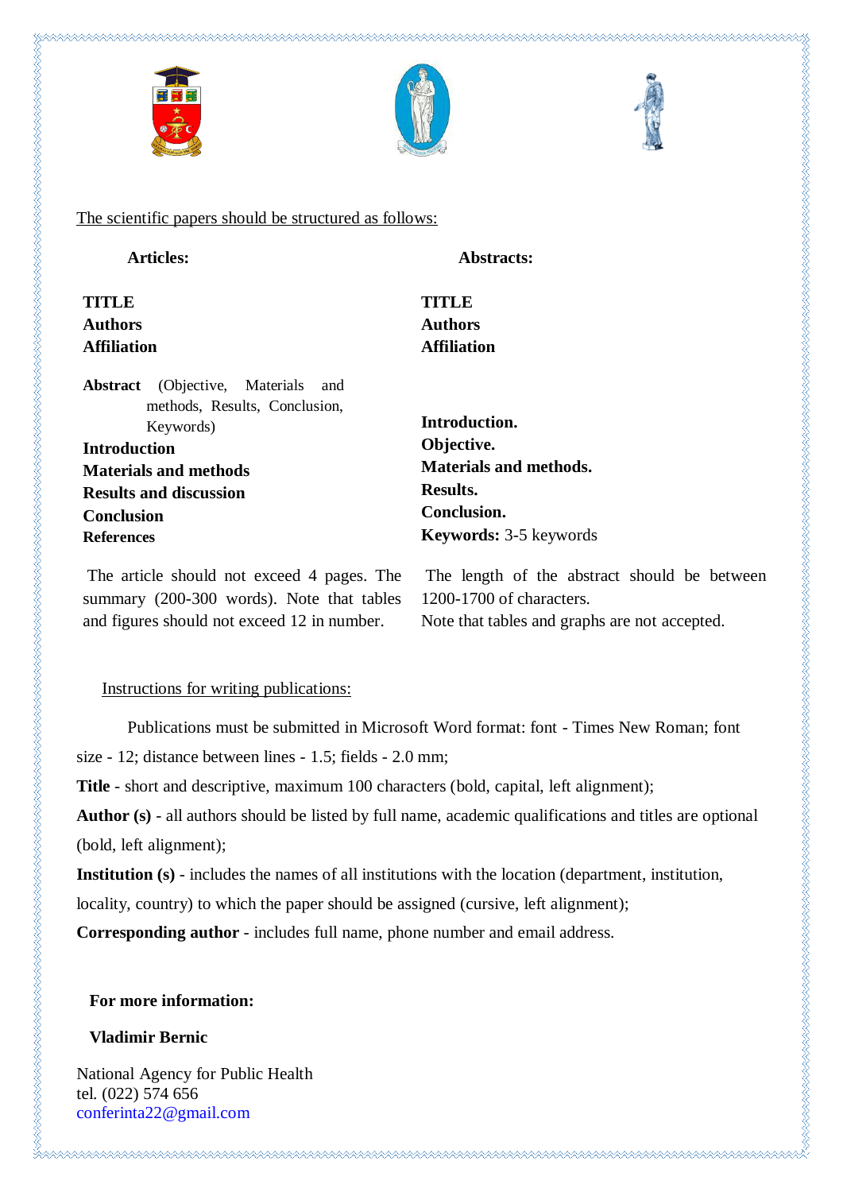The scientific papers should be structured as follows:

**Articles:**

**TITLE**
**Authors**
**Affiliation**

**Abstract** (Objective, Materials and methods, Results, Conclusion, Keywords)
**Introduction**
**Materials and methods**
**Results and discussion**
**Conclusion**
**References**

The article should not exceed 4 pages. The summary (200-300 words). Note that tables and figures should not exceed 12 in number.

**Abstracts:**

**TITLE**
**Authors**
**Affiliation**

**Introduction.**
**Objective.**
**Materials and methods.**
**Results.**
**Conclusion.**
**Keywords:** 3-5 keywords

The length of the abstract should be between 1200-1700 of characters.
Note that tables and graphs are not accepted.

Instructions for writing publications:

Publications must be submitted in Microsoft Word format: font - Times New Roman; font size - 12; distance between lines - 1.5; fields - 2.0 mm;

**Title** - short and descriptive, maximum 100 characters (bold, capital, left alignment);

**Author (s)** - all authors should be listed by full name, academic qualifications and titles are optional (bold, left alignment);

**Institution (s)** - includes the names of all institutions with the location (department, institution, locality, country) to which the paper should be assigned (cursive, left alignment);

**Corresponding author** - includes full name, phone number and email address.

**For more information:**

**Vladimir Bernic**

National Agency for Public Health
tel. (022) 574 656
conferinta22@gmail.com